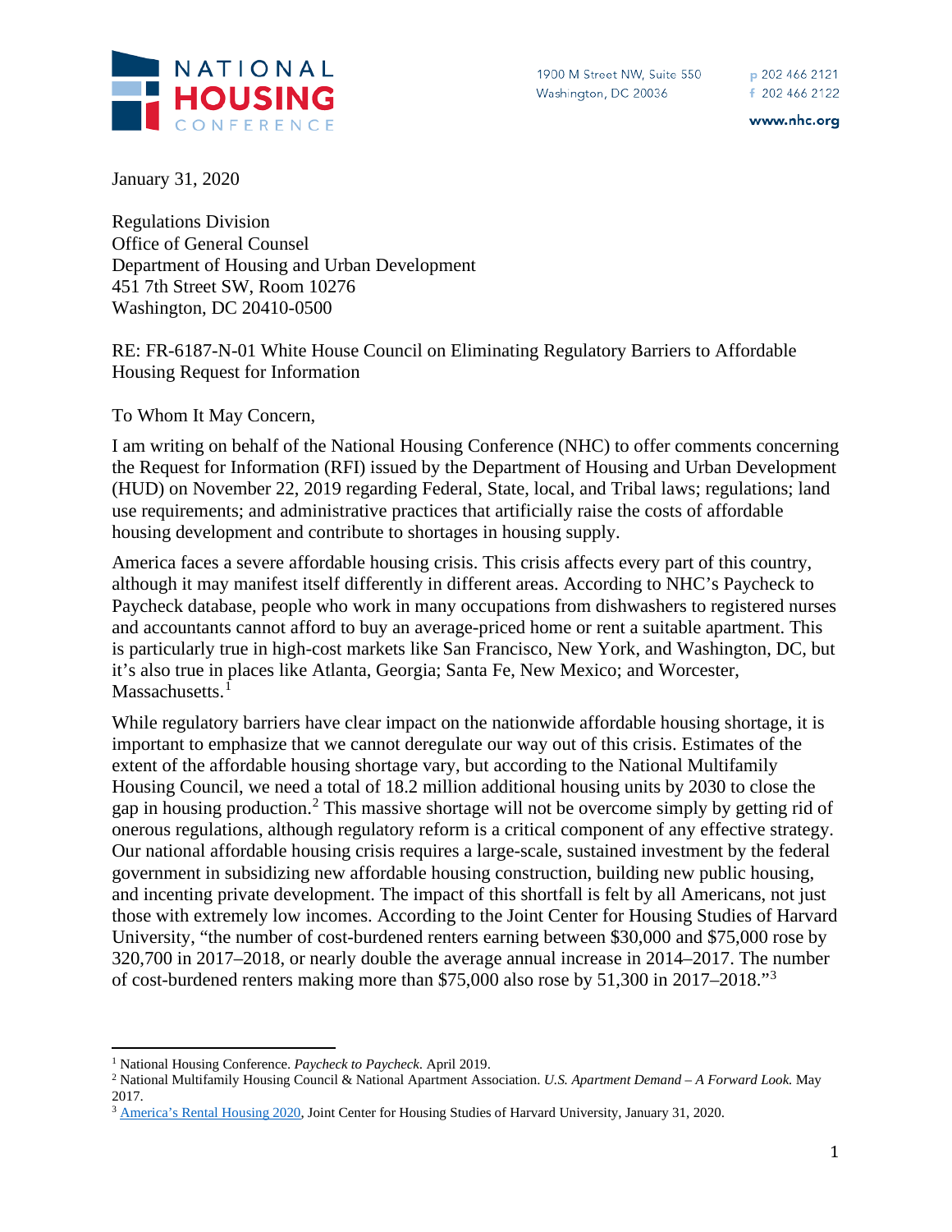NATIONAL HOUSING CONFERENCE

1900 M Street NW, Suite 550
Washington, DC 20036

p 202 466 2121
f 202 466 2122

www.nhc.org

January 31, 2020

Regulations Division
Office of General Counsel
Department of Housing and Urban Development
451 7th Street SW, Room 10276
Washington, DC 20410-0500

RE: FR-6187-N-01 White House Council on Eliminating Regulatory Barriers to Affordable Housing Request for Information

To Whom It May Concern,

I am writing on behalf of the National Housing Conference (NHC) to offer comments concerning the Request for Information (RFI) issued by the Department of Housing and Urban Development (HUD) on November 22, 2019 regarding Federal, State, local, and Tribal laws; regulations; land use requirements; and administrative practices that artificially raise the costs of affordable housing development and contribute to shortages in housing supply.

America faces a severe affordable housing crisis. This crisis affects every part of this country, although it may manifest itself differently in different areas. According to NHC's Paycheck to Paycheck database, people who work in many occupations from dishwashers to registered nurses and accountants cannot afford to buy an average-priced home or rent a suitable apartment. This is particularly true in high-cost markets like San Francisco, New York, and Washington, DC, but it's also true in places like Atlanta, Georgia; Santa Fe, New Mexico; and Worcester, Massachusetts.[1]

While regulatory barriers have clear impact on the nationwide affordable housing shortage, it is important to emphasize that we cannot deregulate our way out of this crisis. Estimates of the extent of the affordable housing shortage vary, but according to the National Multifamily Housing Council, we need a total of 18.2 million additional housing units by 2030 to close the gap in housing production.[2] This massive shortage will not be overcome simply by getting rid of onerous regulations, although regulatory reform is a critical component of any effective strategy. Our national affordable housing crisis requires a large-scale, sustained investment by the federal government in subsidizing new affordable housing construction, building new public housing, and incenting private development. The impact of this shortfall is felt by all Americans, not just those with extremely low incomes. According to the Joint Center for Housing Studies of Harvard University, "the number of cost-burdened renters earning between $30,000 and $75,000 rose by 320,700 in 2017–2018, or nearly double the average annual increase in 2014–2017. The number of cost-burdened renters making more than $75,000 also rose by 51,300 in 2017–2018."[3]

---

[1] National Housing Conference. *Paycheck to Paycheck*. April 2019.

[2] National Multifamily Housing Council & National Apartment Association. *U.S. Apartment Demand – A Forward Look.* May 2017.

[3] America's Rental Housing 2020, Joint Center for Housing Studies of Harvard University, January 31, 2020.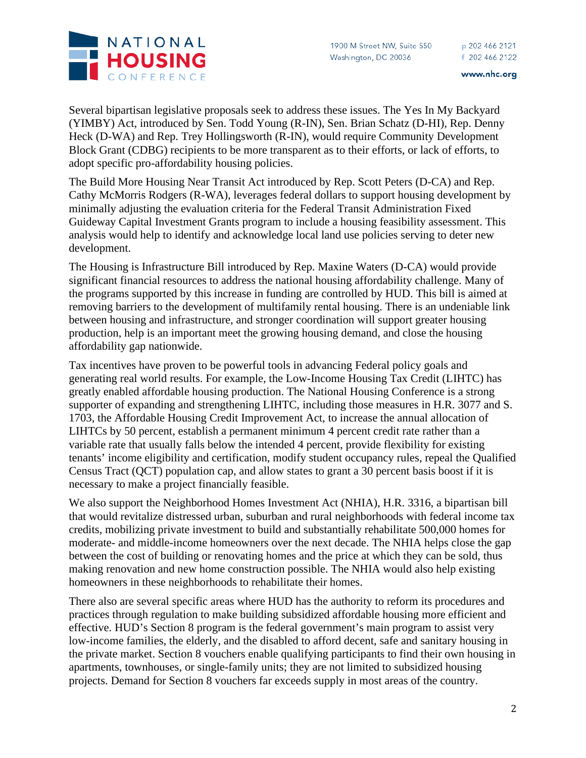Several bipartisan legislative proposals seek to address these issues. The Yes In My Backyard (YIMBY) Act, introduced by Sen. Todd Young (R-IN), Sen. Brian Schatz (D-HI), Rep. Denny Heck (D-WA) and Rep. Trey Hollingsworth (R-IN), would require Community Development Block Grant (CDBG) recipients to be more transparent as to their efforts, or lack of efforts, to adopt specific pro-affordability housing policies.

The Build More Housing Near Transit Act introduced by Rep. Scott Peters (D-CA) and Rep. Cathy McMorris Rodgers (R-WA), leverages federal dollars to support housing development by minimally adjusting the evaluation criteria for the Federal Transit Administration Fixed Guideway Capital Investment Grants program to include a housing feasibility assessment. This analysis would help to identify and acknowledge local land use policies serving to deter new development.

The Housing is Infrastructure Bill introduced by Rep. Maxine Waters (D-CA) would provide significant financial resources to address the national housing affordability challenge. Many of the programs supported by this increase in funding are controlled by HUD. This bill is aimed at removing barriers to the development of multifamily rental housing. There is an undeniable link between housing and infrastructure, and stronger coordination will support greater housing production, help is an important meet the growing housing demand, and close the housing affordability gap nationwide.

Tax incentives have proven to be powerful tools in advancing Federal policy goals and generating real world results. For example, the Low-Income Housing Tax Credit (LIHTC) has greatly enabled affordable housing production. The National Housing Conference is a strong supporter of expanding and strengthening LIHTC, including those measures in H.R. 3077 and S. 1703, the Affordable Housing Credit Improvement Act, to increase the annual allocation of LIHTCs by 50 percent, establish a permanent minimum 4 percent credit rate rather than a variable rate that usually falls below the intended 4 percent, provide flexibility for existing tenants' income eligibility and certification, modify student occupancy rules, repeal the Qualified Census Tract (QCT) population cap, and allow states to grant a 30 percent basis boost if it is necessary to make a project financially feasible.

We also support the Neighborhood Homes Investment Act (NHIA), H.R. 3316, a bipartisan bill that would revitalize distressed urban, suburban and rural neighborhoods with federal income tax credits, mobilizing private investment to build and substantially rehabilitate 500,000 homes for moderate- and middle-income homeowners over the next decade. The NHIA helps close the gap between the cost of building or renovating homes and the price at which they can be sold, thus making renovation and new home construction possible. The NHIA would also help existing homeowners in these neighborhoods to rehabilitate their homes.

There also are several specific areas where HUD has the authority to reform its procedures and practices through regulation to make building subsidized affordable housing more efficient and effective. HUD's Section 8 program is the federal government's main program to assist very low-income families, the elderly, and the disabled to afford decent, safe and sanitary housing in the private market. Section 8 vouchers enable qualifying participants to find their own housing in apartments, townhouses, or single-family units; they are not limited to subsidized housing projects. Demand for Section 8 vouchers far exceeds supply in most areas of the country.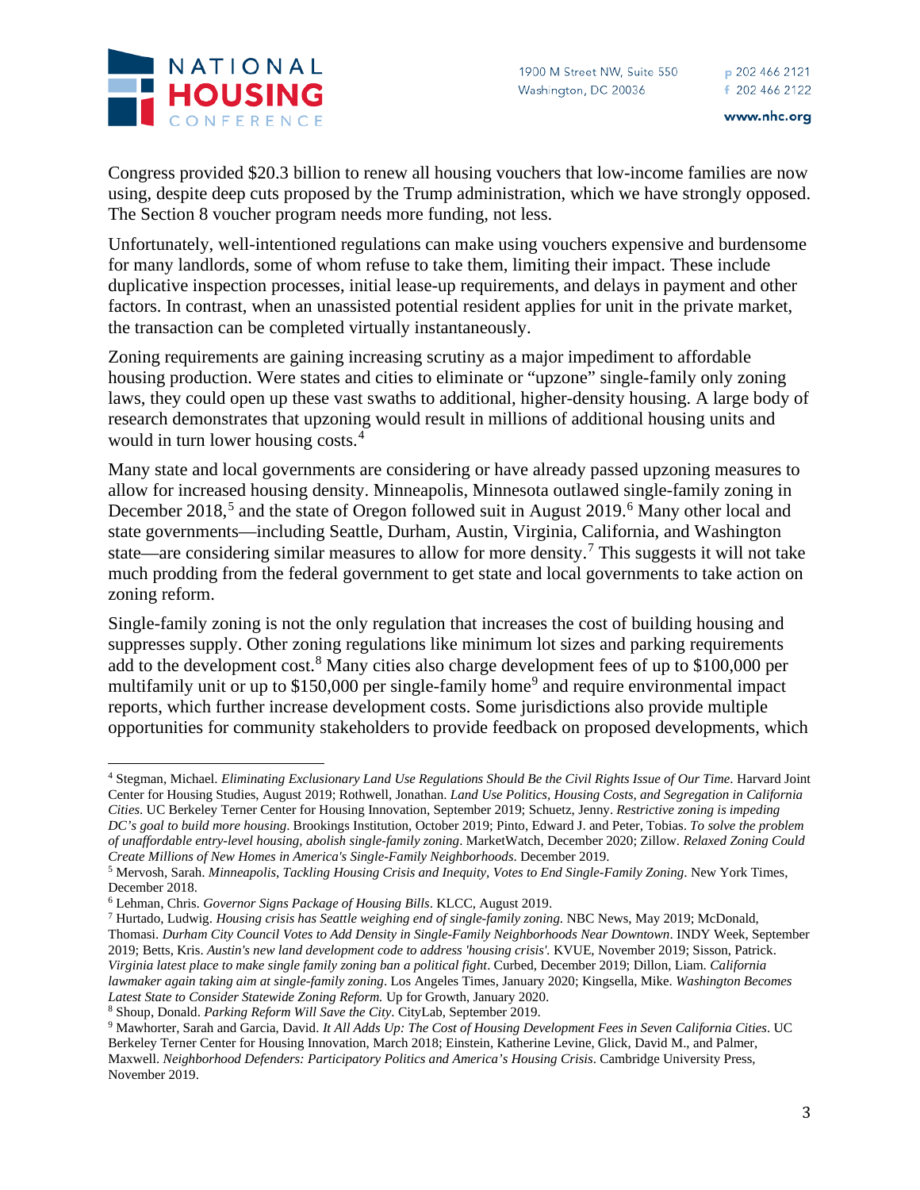Congress provided $20.3 billion to renew all housing vouchers that low-income families are now using, despite deep cuts proposed by the Trump administration, which we have strongly opposed. The Section 8 voucher program needs more funding, not less.

Unfortunately, well-intentioned regulations can make using vouchers expensive and burdensome for many landlords, some of whom refuse to take them, limiting their impact. These include duplicative inspection processes, initial lease-up requirements, and delays in payment and other factors. In contrast, when an unassisted potential resident applies for unit in the private market, the transaction can be completed virtually instantaneously.

Zoning requirements are gaining increasing scrutiny as a major impediment to affordable housing production. Were states and cities to eliminate or "upzone" single-family only zoning laws, they could open up these vast swaths to additional, higher-density housing. A large body of research demonstrates that upzoning would result in millions of additional housing units and would in turn lower housing costs.[4]

Many state and local governments are considering or have already passed upzoning measures to allow for increased housing density. Minneapolis, Minnesota outlawed single-family zoning in December 2018,[5] and the state of Oregon followed suit in August 2019.[6] Many other local and state governments—including Seattle, Durham, Austin, Virginia, California, and Washington state—are considering similar measures to allow for more density.[7] This suggests it will not take much prodding from the federal government to get state and local governments to take action on zoning reform.

Single-family zoning is not the only regulation that increases the cost of building housing and suppresses supply. Other zoning regulations like minimum lot sizes and parking requirements add to the development cost.[8] Many cities also charge development fees of up to $100,000 per multifamily unit or up to $150,000 per single-family home[9] and require environmental impact reports, which further increase development costs. Some jurisdictions also provide multiple opportunities for community stakeholders to provide feedback on proposed developments, which

---

[4] Stegman, Michael. *Eliminating Exclusionary Land Use Regulations Should Be the Civil Rights Issue of Our Time*. Harvard Joint Center for Housing Studies, August 2019; Rothwell, Jonathan. *Land Use Politics, Housing Costs, and Segregation in California Cities*. UC Berkeley Terner Center for Housing Innovation, September 2019; Schuetz, Jenny. *Restrictive zoning is impeding DC's goal to build more housing*. Brookings Institution, October 2019; Pinto, Edward J. and Peter, Tobias. *To solve the problem of unaffordable entry-level housing, abolish single-family zoning*. MarketWatch, December 2020; Zillow. *Relaxed Zoning Could Create Millions of New Homes in America's Single-Family Neighborhoods*. December 2019.

[5] Mervosh, Sarah. *Minneapolis, Tackling Housing Crisis and Inequity, Votes to End Single-Family Zoning*. New York Times, December 2018.

[6] Lehman, Chris. *Governor Signs Package of Housing Bills*. KLCC, August 2019.

[7] Hurtado, Ludwig. *Housing crisis has Seattle weighing end of single-family zoning*. NBC News, May 2019; McDonald, Thomasi. *Durham City Council Votes to Add Density in Single-Family Neighborhoods Near Downtown*. INDY Week, September 2019; Betts, Kris. *Austin's new land development code to address 'housing crisis'*. KVUE, November 2019; Sisson, Patrick. *Virginia latest place to make single family zoning ban a political fight*. Curbed, December 2019; Dillon, Liam. *California lawmaker again taking aim at single-family zoning*. Los Angeles Times, January 2020; Kingsella, Mike. *Washington Becomes Latest State to Consider Statewide Zoning Reform.* Up for Growth, January 2020.

[8] Shoup, Donald. *Parking Reform Will Save the City*. CityLab, September 2019.

[9] Mawhorter, Sarah and Garcia, David. *It All Adds Up: The Cost of Housing Development Fees in Seven California Cities*. UC Berkeley Terner Center for Housing Innovation, March 2018; Einstein, Katherine Levine, Glick, David M., and Palmer, Maxwell. *Neighborhood Defenders: Participatory Politics and America's Housing Crisis*. Cambridge University Press, November 2019.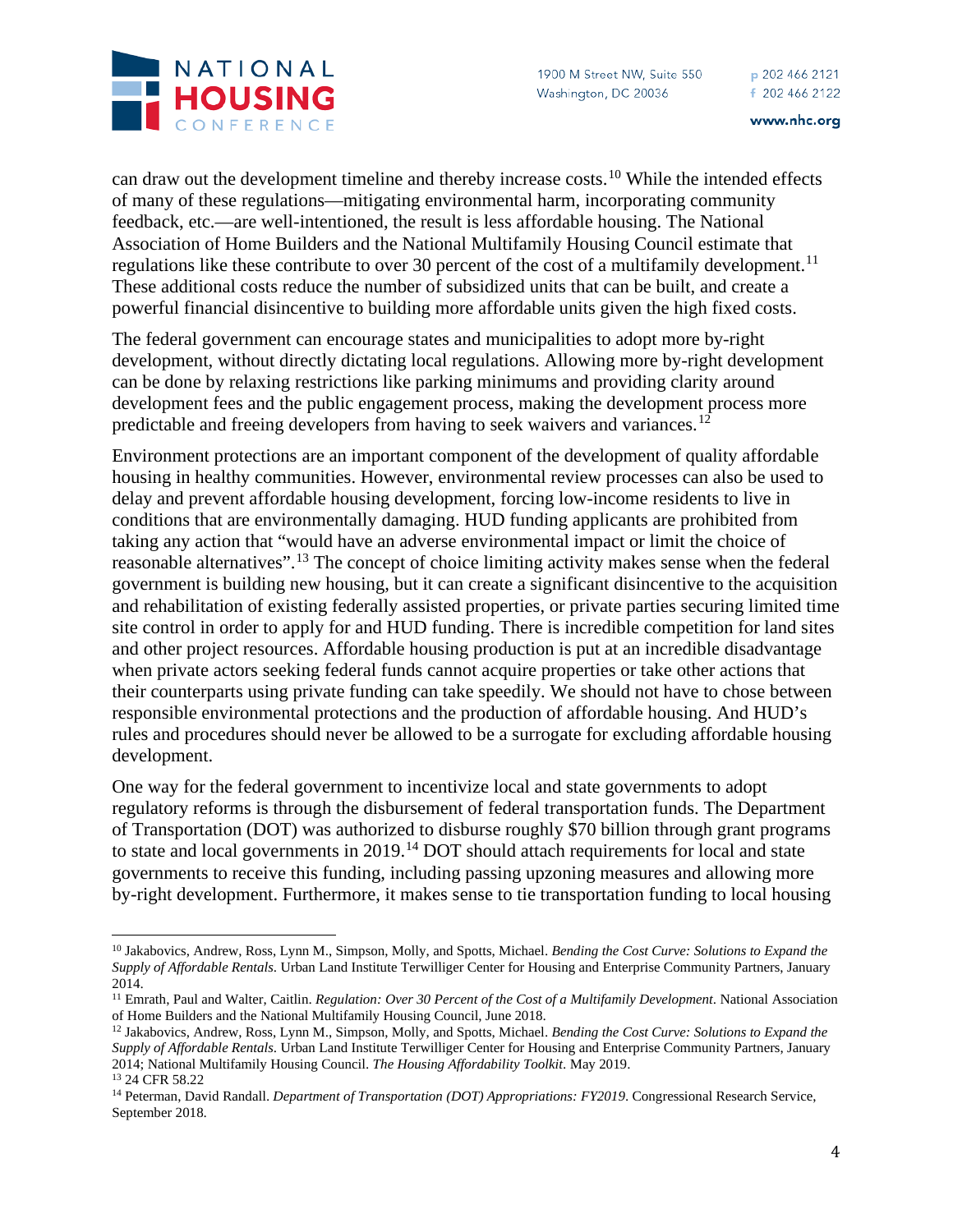can draw out the development timeline and thereby increase costs.[10] While the intended effects of many of these regulations—mitigating environmental harm, incorporating community feedback, etc.—are well-intentioned, the result is less affordable housing. The National Association of Home Builders and the National Multifamily Housing Council estimate that regulations like these contribute to over 30 percent of the cost of a multifamily development.[11] These additional costs reduce the number of subsidized units that can be built, and create a powerful financial disincentive to building more affordable units given the high fixed costs.

The federal government can encourage states and municipalities to adopt more by-right development, without directly dictating local regulations. Allowing more by-right development can be done by relaxing restrictions like parking minimums and providing clarity around development fees and the public engagement process, making the development process more predictable and freeing developers from having to seek waivers and variances.[12]

Environment protections are an important component of the development of quality affordable housing in healthy communities. However, environmental review processes can also be used to delay and prevent affordable housing development, forcing low-income residents to live in conditions that are environmentally damaging. HUD funding applicants are prohibited from taking any action that "would have an adverse environmental impact or limit the choice of reasonable alternatives".[13] The concept of choice limiting activity makes sense when the federal government is building new housing, but it can create a significant disincentive to the acquisition and rehabilitation of existing federally assisted properties, or private parties securing limited time site control in order to apply for and HUD funding. There is incredible competition for land sites and other project resources. Affordable housing production is put at an incredible disadvantage when private actors seeking federal funds cannot acquire properties or take other actions that their counterparts using private funding can take speedily. We should not have to chose between responsible environmental protections and the production of affordable housing. And HUD's rules and procedures should never be allowed to be a surrogate for excluding affordable housing development.

One way for the federal government to incentivize local and state governments to adopt regulatory reforms is through the disbursement of federal transportation funds. The Department of Transportation (DOT) was authorized to disburse roughly $70 billion through grant programs to state and local governments in 2019.[14] DOT should attach requirements for local and state governments to receive this funding, including passing upzoning measures and allowing more by-right development. Furthermore, it makes sense to tie transportation funding to local housing

---

[10] Jakabovics, Andrew, Ross, Lynn M., Simpson, Molly, and Spotts, Michael. *Bending the Cost Curve: Solutions to Expand the Supply of Affordable Rentals*. Urban Land Institute Terwilliger Center for Housing and Enterprise Community Partners, January 2014.

[11] Emrath, Paul and Walter, Caitlin. *Regulation: Over 30 Percent of the Cost of a Multifamily Development*. National Association of Home Builders and the National Multifamily Housing Council, June 2018.

[12] Jakabovics, Andrew, Ross, Lynn M., Simpson, Molly, and Spotts, Michael. *Bending the Cost Curve: Solutions to Expand the Supply of Affordable Rentals*. Urban Land Institute Terwilliger Center for Housing and Enterprise Community Partners, January 2014; National Multifamily Housing Council. *The Housing Affordability Toolkit*. May 2019.

[13] 24 CFR 58.22

[14] Peterman, David Randall. *Department of Transportation (DOT) Appropriations: FY2019*. Congressional Research Service, September 2018.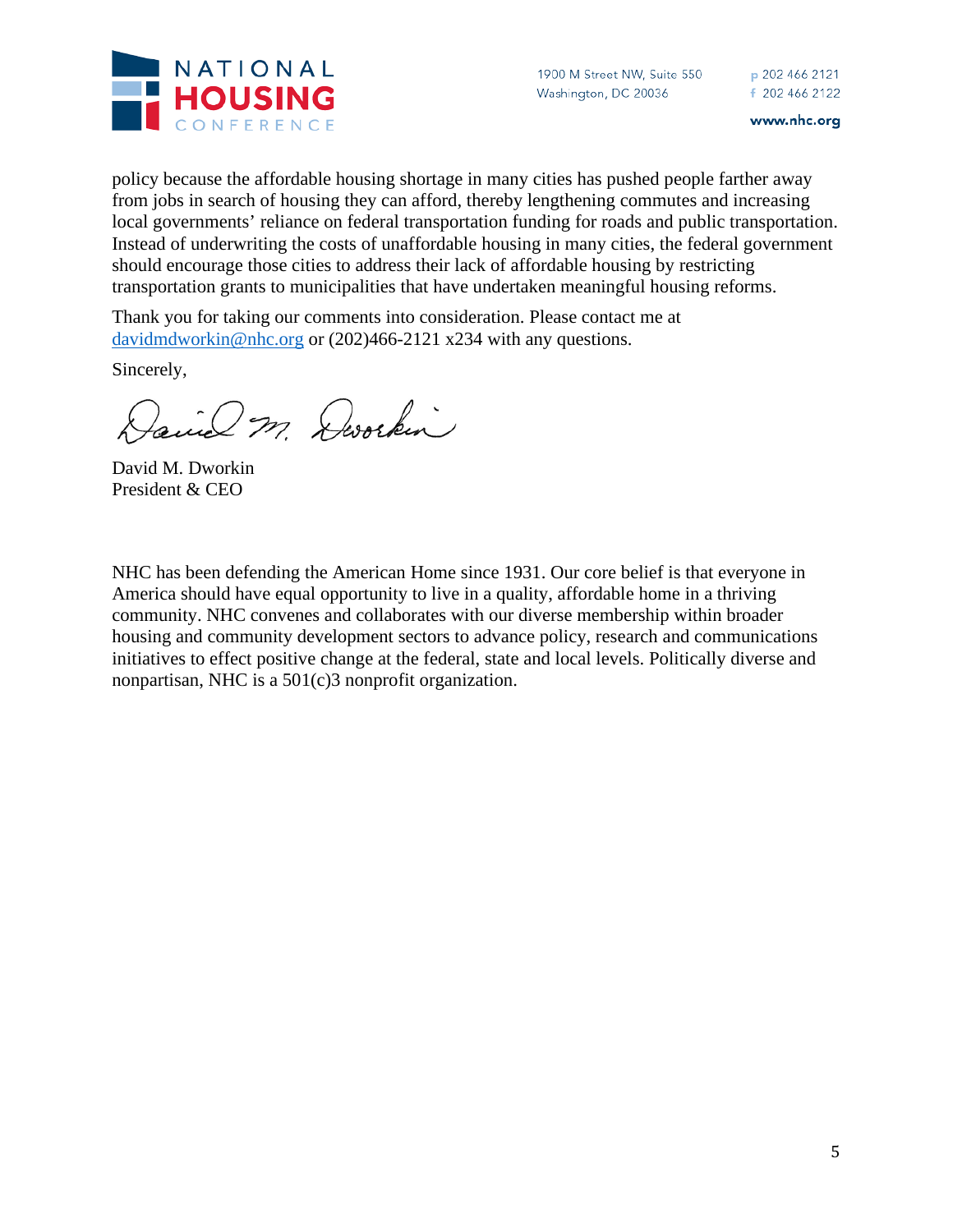policy because the affordable housing shortage in many cities has pushed people farther away from jobs in search of housing they can afford, thereby lengthening commutes and increasing local governments' reliance on federal transportation funding for roads and public transportation. Instead of underwriting the costs of unaffordable housing in many cities, the federal government should encourage those cities to address their lack of affordable housing by restricting transportation grants to municipalities that have undertaken meaningful housing reforms.

Thank you for taking our comments into consideration. Please contact me at davidmdworkin@nhc.org or (202)466-2121 x234 with any questions.

Sincerely,

David M. Dworkin
President & CEO

NHC has been defending the American Home since 1931. Our core belief is that everyone in America should have equal opportunity to live in a quality, affordable home in a thriving community. NHC convenes and collaborates with our diverse membership within broader housing and community development sectors to advance policy, research and communications initiatives to effect positive change at the federal, state and local levels. Politically diverse and nonpartisan, NHC is a 501(c)3 nonprofit organization.